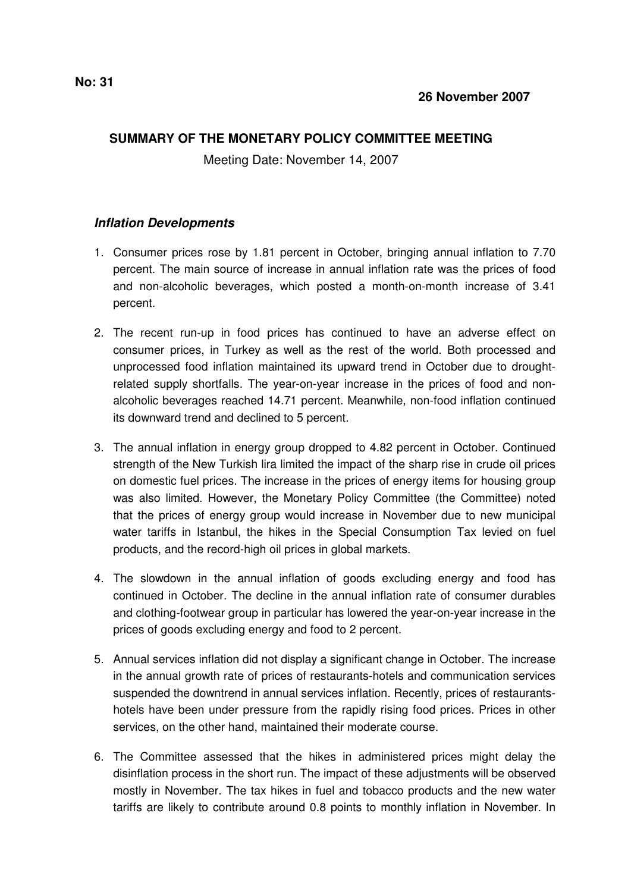**No: 31**

**26 November 2007**

## SUMMARY OF THE MONETARY POLICY COMMITTEE MEETING

Meeting Date: November 14, 2007

### *Inflation Developments*

1. Consumer prices rose by 1.81 percent in October, bringing annual inflation to 7.70 percent. The main source of increase in annual inflation rate was the prices of food and non-alcoholic beverages, which posted a month-on-month increase of 3.41 percent.

2. The recent run-up in food prices has continued to have an adverse effect on consumer prices, in Turkey as well as the rest of the world. Both processed and unprocessed food inflation maintained its upward trend in October due to drought-related supply shortfalls. The year-on-year increase in the prices of food and non-alcoholic beverages reached 14.71 percent. Meanwhile, non-food inflation continued its downward trend and declined to 5 percent.

3. The annual inflation in energy group dropped to 4.82 percent in October. Continued strength of the New Turkish lira limited the impact of the sharp rise in crude oil prices on domestic fuel prices. The increase in the prices of energy items for housing group was also limited. However, the Monetary Policy Committee (the Committee) noted that the prices of energy group would increase in November due to new municipal water tariffs in Istanbul, the hikes in the Special Consumption Tax levied on fuel products, and the record-high oil prices in global markets.

4. The slowdown in the annual inflation of goods excluding energy and food has continued in October. The decline in the annual inflation rate of consumer durables and clothing-footwear group in particular has lowered the year-on-year increase in the prices of goods excluding energy and food to 2 percent.

5. Annual services inflation did not display a significant change in October. The increase in the annual growth rate of prices of restaurants-hotels and communication services suspended the downtrend in annual services inflation. Recently, prices of restaurants-hotels have been under pressure from the rapidly rising food prices. Prices in other services, on the other hand, maintained their moderate course.

6. The Committee assessed that the hikes in administered prices might delay the disinflation process in the short run. The impact of these adjustments will be observed mostly in November. The tax hikes in fuel and tobacco products and the new water tariffs are likely to contribute around 0.8 points to monthly inflation in November. In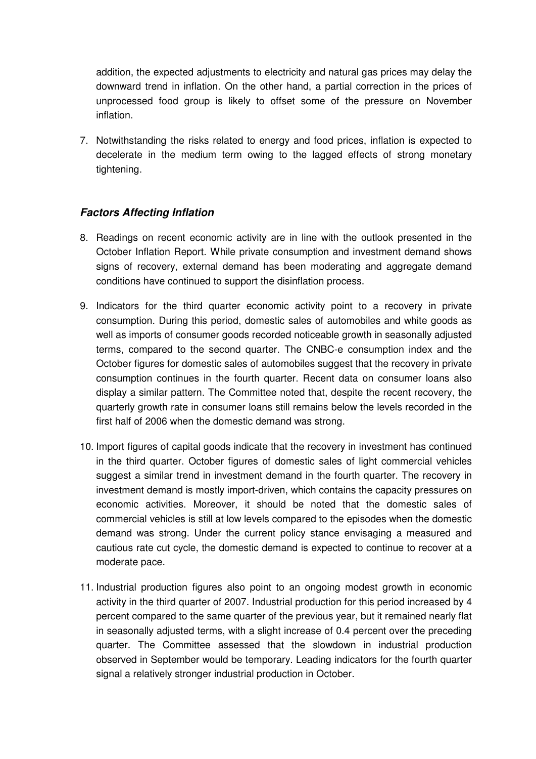addition, the expected adjustments to electricity and natural gas prices may delay the downward trend in inflation. On the other hand, a partial correction in the prices of unprocessed food group is likely to offset some of the pressure on November inflation.

7. Notwithstanding the risks related to energy and food prices, inflation is expected to decelerate in the medium term owing to the lagged effects of strong monetary tightening.

### *Factors Affecting Inflation*

8. Readings on recent economic activity are in line with the outlook presented in the October Inflation Report. While private consumption and investment demand shows signs of recovery, external demand has been moderating and aggregate demand conditions have continued to support the disinflation process.

9. Indicators for the third quarter economic activity point to a recovery in private consumption. During this period, domestic sales of automobiles and white goods as well as imports of consumer goods recorded noticeable growth in seasonally adjusted terms, compared to the second quarter. The CNBC-e consumption index and the October figures for domestic sales of automobiles suggest that the recovery in private consumption continues in the fourth quarter. Recent data on consumer loans also display a similar pattern. The Committee noted that, despite the recent recovery, the quarterly growth rate in consumer loans still remains below the levels recorded in the first half of 2006 when the domestic demand was strong.

10. Import figures of capital goods indicate that the recovery in investment has continued in the third quarter. October figures of domestic sales of light commercial vehicles suggest a similar trend in investment demand in the fourth quarter. The recovery in investment demand is mostly import-driven, which contains the capacity pressures on economic activities. Moreover, it should be noted that the domestic sales of commercial vehicles is still at low levels compared to the episodes when the domestic demand was strong. Under the current policy stance envisaging a measured and cautious rate cut cycle, the domestic demand is expected to continue to recover at a moderate pace.

11. Industrial production figures also point to an ongoing modest growth in economic activity in the third quarter of 2007. Industrial production for this period increased by 4 percent compared to the same quarter of the previous year, but it remained nearly flat in seasonally adjusted terms, with a slight increase of 0.4 percent over the preceding quarter. The Committee assessed that the slowdown in industrial production observed in September would be temporary. Leading indicators for the fourth quarter signal a relatively stronger industrial production in October.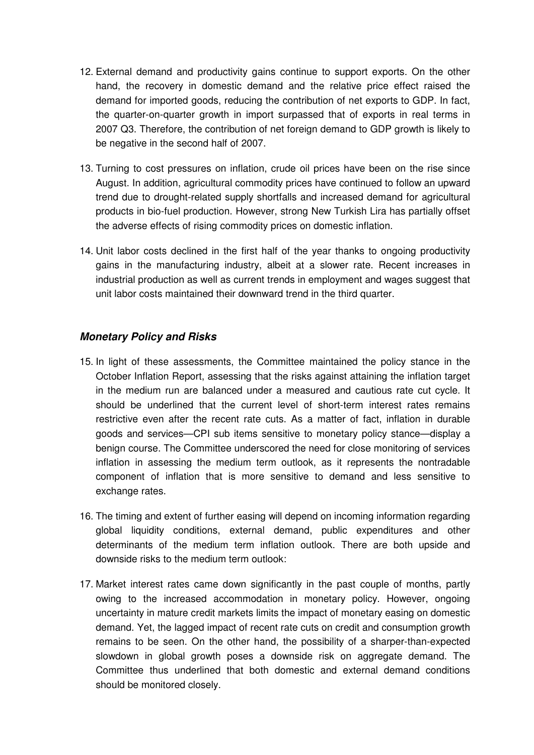12. External demand and productivity gains continue to support exports. On the other hand, the recovery in domestic demand and the relative price effect raised the demand for imported goods, reducing the contribution of net exports to GDP. In fact, the quarter-on-quarter growth in import surpassed that of exports in real terms in 2007 Q3. Therefore, the contribution of net foreign demand to GDP growth is likely to be negative in the second half of 2007.

13. Turning to cost pressures on inflation, crude oil prices have been on the rise since August. In addition, agricultural commodity prices have continued to follow an upward trend due to drought-related supply shortfalls and increased demand for agricultural products in bio-fuel production. However, strong New Turkish Lira has partially offset the adverse effects of rising commodity prices on domestic inflation.

14. Unit labor costs declined in the first half of the year thanks to ongoing productivity gains in the manufacturing industry, albeit at a slower rate. Recent increases in industrial production as well as current trends in employment and wages suggest that unit labor costs maintained their downward trend in the third quarter.

### ***Monetary Policy and Risks***

15. In light of these assessments, the Committee maintained the policy stance in the October Inflation Report, assessing that the risks against attaining the inflation target in the medium run are balanced under a measured and cautious rate cut cycle. It should be underlined that the current level of short-term interest rates remains restrictive even after the recent rate cuts. As a matter of fact, inflation in durable goods and services—CPI sub items sensitive to monetary policy stance—display a benign course. The Committee underscored the need for close monitoring of services inflation in assessing the medium term outlook, as it represents the nontradable component of inflation that is more sensitive to demand and less sensitive to exchange rates.

16. The timing and extent of further easing will depend on incoming information regarding global liquidity conditions, external demand, public expenditures and other determinants of the medium term inflation outlook. There are both upside and downside risks to the medium term outlook:

17. Market interest rates came down significantly in the past couple of months, partly owing to the increased accommodation in monetary policy. However, ongoing uncertainty in mature credit markets limits the impact of monetary easing on domestic demand. Yet, the lagged impact of recent rate cuts on credit and consumption growth remains to be seen. On the other hand, the possibility of a sharper-than-expected slowdown in global growth poses a downside risk on aggregate demand. The Committee thus underlined that both domestic and external demand conditions should be monitored closely.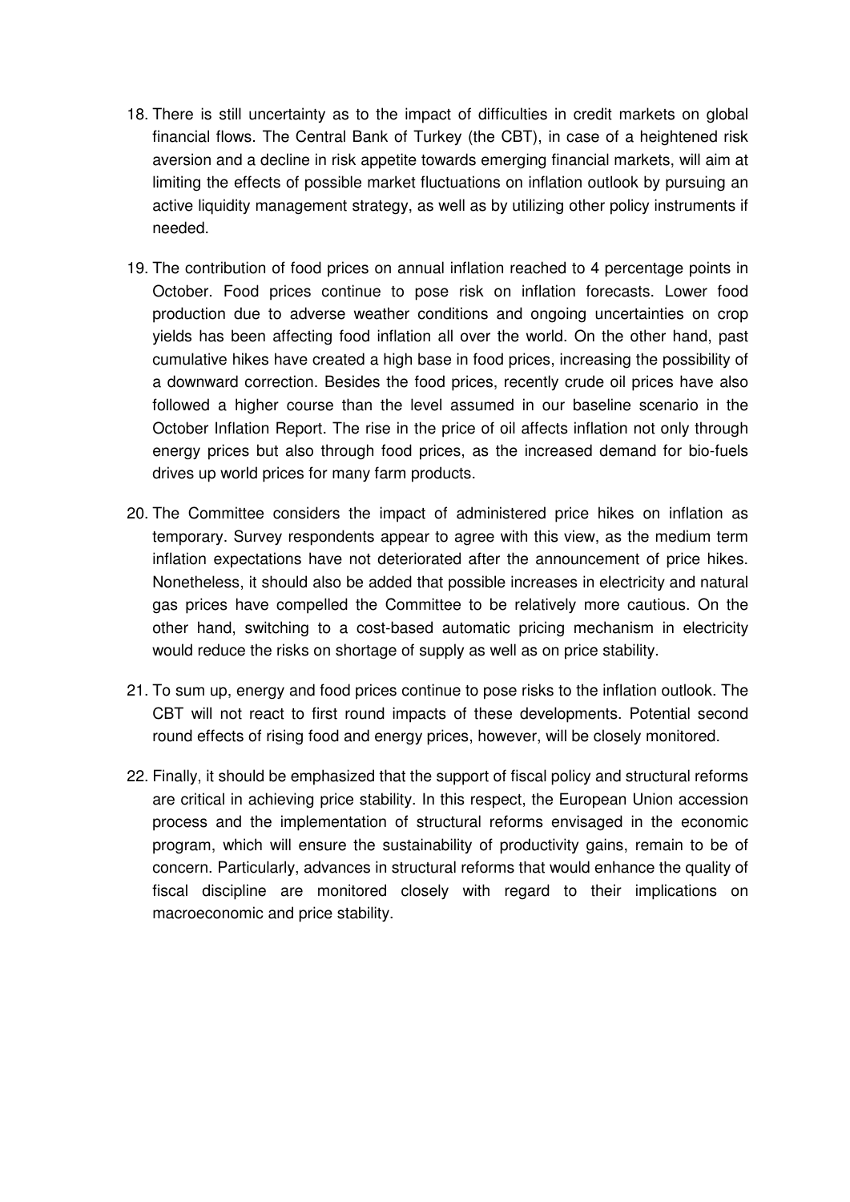18. There is still uncertainty as to the impact of difficulties in credit markets on global financial flows. The Central Bank of Turkey (the CBT), in case of a heightened risk aversion and a decline in risk appetite towards emerging financial markets, will aim at limiting the effects of possible market fluctuations on inflation outlook by pursuing an active liquidity management strategy, as well as by utilizing other policy instruments if needed.

19. The contribution of food prices on annual inflation reached to 4 percentage points in October. Food prices continue to pose risk on inflation forecasts. Lower food production due to adverse weather conditions and ongoing uncertainties on crop yields has been affecting food inflation all over the world. On the other hand, past cumulative hikes have created a high base in food prices, increasing the possibility of a downward correction. Besides the food prices, recently crude oil prices have also followed a higher course than the level assumed in our baseline scenario in the October Inflation Report. The rise in the price of oil affects inflation not only through energy prices but also through food prices, as the increased demand for bio-fuels drives up world prices for many farm products.

20. The Committee considers the impact of administered price hikes on inflation as temporary. Survey respondents appear to agree with this view, as the medium term inflation expectations have not deteriorated after the announcement of price hikes. Nonetheless, it should also be added that possible increases in electricity and natural gas prices have compelled the Committee to be relatively more cautious. On the other hand, switching to a cost-based automatic pricing mechanism in electricity would reduce the risks on shortage of supply as well as on price stability.

21. To sum up, energy and food prices continue to pose risks to the inflation outlook. The CBT will not react to first round impacts of these developments. Potential second round effects of rising food and energy prices, however, will be closely monitored.

22. Finally, it should be emphasized that the support of fiscal policy and structural reforms are critical in achieving price stability. In this respect, the European Union accession process and the implementation of structural reforms envisaged in the economic program, which will ensure the sustainability of productivity gains, remain to be of concern. Particularly, advances in structural reforms that would enhance the quality of fiscal discipline are monitored closely with regard to their implications on macroeconomic and price stability.